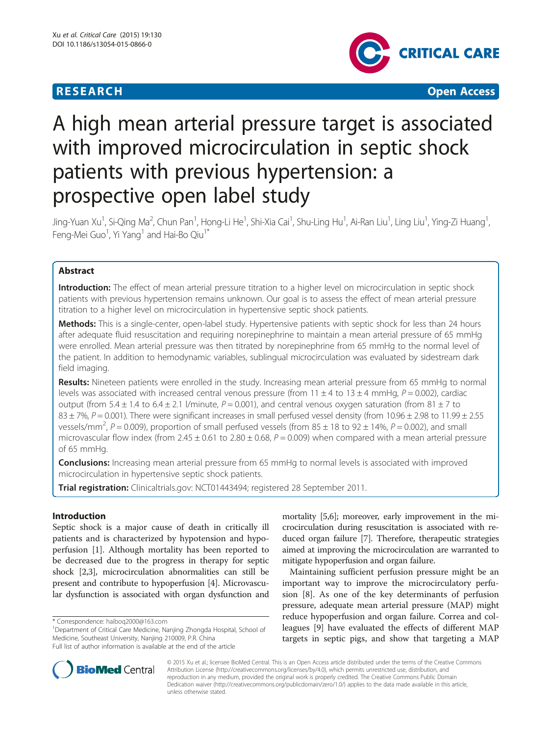**RESEARCH** **Open Access**

# A high mean arterial pressure target is associated with improved microcirculation in septic shock patients with previous hypertension: a prospective open label study

Jing-Yuan Xu[1], Si-Qing Ma[2], Chun Pan[1], Hong-Li He[1], Shi-Xia Cai[1], Shu-Ling Hu[1], Ai-Ran Liu[1], Ling Liu[1], Ying-Zi Huang[1], Feng-Mei Guo[1], Yi Yang[1] and Hai-Bo Qiu[1*]

## Abstract

**Introduction:** The effect of mean arterial pressure titration to a higher level on microcirculation in septic shock patients with previous hypertension remains unknown. Our goal is to assess the effect of mean arterial pressure titration to a higher level on microcirculation in hypertensive septic shock patients.

**Methods:** This is a single-center, open-label study. Hypertensive patients with septic shock for less than 24 hours after adequate fluid resuscitation and requiring norepinephrine to maintain a mean arterial pressure of 65 mmHg were enrolled. Mean arterial pressure was then titrated by norepinephrine from 65 mmHg to the normal level of the patient. In addition to hemodynamic variables, sublingual microcirculation was evaluated by sidestream dark field imaging.

**Results:** Nineteen patients were enrolled in the study. Increasing mean arterial pressure from 65 mmHg to normal levels was associated with increased central venous pressure (from 11 ± 4 to 13 ± 4 mmHg, $P = 0.002$), cardiac output (from 5.4 ± 1.4 to 6.4 ± 2.1 l/minute, $P = 0.001$), and central venous oxygen saturation (from 81 ± 7 to 83 ± 7%, $P = 0.001$). There were significant increases in small perfused vessel density (from 10.96 ± 2.98 to 11.99 ± 2.55 vessels/mm$^2$, $P = 0.009$), proportion of small perfused vessels (from 85 ± 18 to 92 ± 14%, $P = 0.002$), and small microvascular flow index (from 2.45 ± 0.61 to 2.80 ± 0.68, $P = 0.009$) when compared with a mean arterial pressure of 65 mmHg.

**Conclusions:** Increasing mean arterial pressure from 65 mmHg to normal levels is associated with improved microcirculation in hypertensive septic shock patients.

**Trial registration:** Clinicaltrials.gov: NCT01443494; registered 28 September 2011.

## Introduction

Septic shock is a major cause of death in critically ill patients and is characterized by hypotension and hypoperfusion [1]. Although mortality has been reported to be decreased due to the progress in therapy for septic shock [2,3], microcirculation abnormalities can still be present and contribute to hypoperfusion [4]. Microvascular dysfunction is associated with organ dysfunction and mortality [5,6]; moreover, early improvement in the microcirculation during resuscitation is associated with reduced organ failure [7]. Therefore, therapeutic strategies aimed at improving the microcirculation are warranted to mitigate hypoperfusion and organ failure.

Maintaining sufficient perfusion pressure might be an important way to improve the microcirculatory perfusion [8]. As one of the key determinants of perfusion pressure, adequate mean arterial pressure (MAP) might reduce hypoperfusion and organ failure. Correa and colleagues [9] have evaluated the effects of different MAP targets in septic pigs, and show that targeting a MAP

\* Correspondence: haiboq2000@163.com
[1]Department of Critical Care Medicine, Nanjing Zhongda Hospital, School of Medicine, Southeast University, Nanjing 210009, P.R. China
Full list of author information is available at the end of the article

© 2015 Xu et al.; licensee BioMed Central. This is an Open Access article distributed under the terms of the Creative Commons Attribution License (http://creativecommons.org/licenses/by/4.0), which permits unrestricted use, distribution, and reproduction in any medium, provided the original work is properly credited. The Creative Commons Public Domain Dedication waiver (http://creativecommons.org/publicdomain/zero/1.0/) applies to the data made available in this article, unless otherwise stated.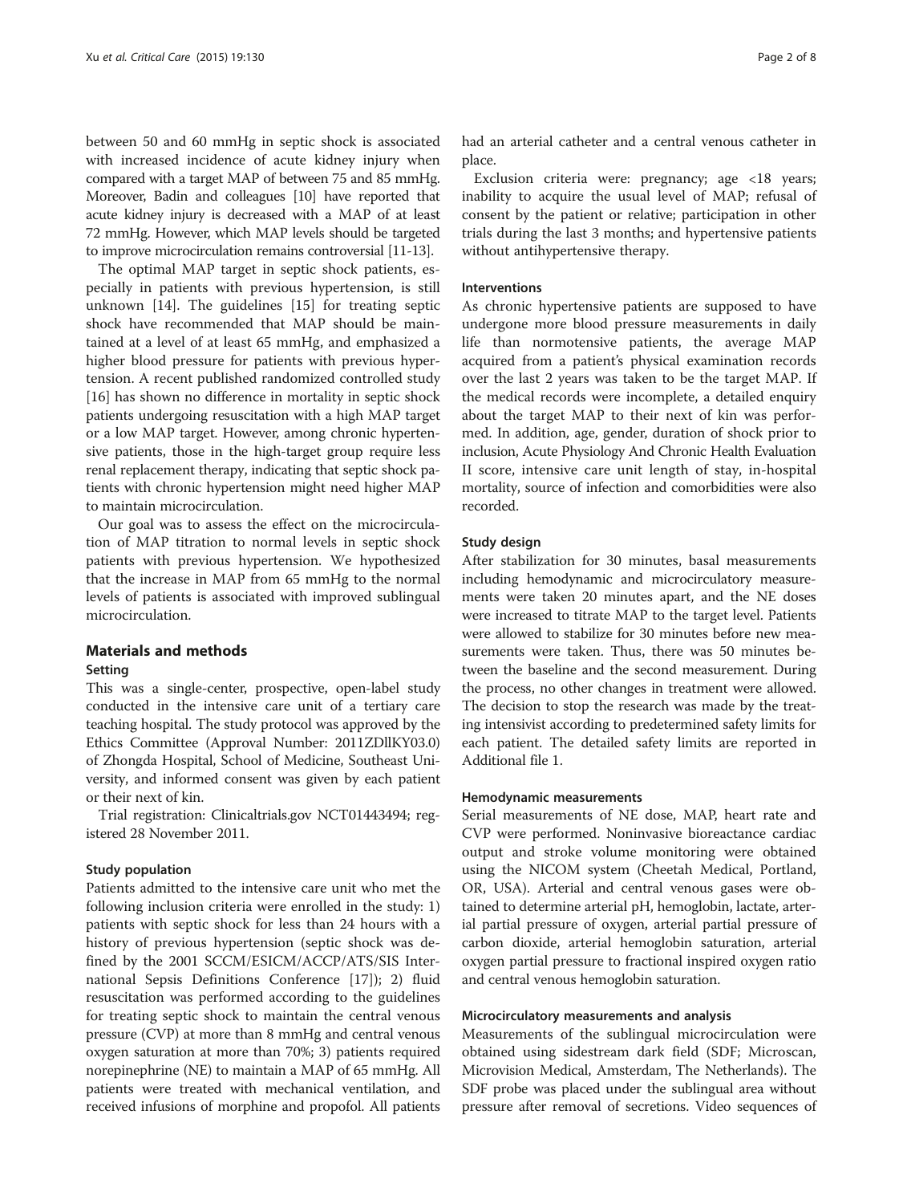between 50 and 60 mmHg in septic shock is associated with increased incidence of acute kidney injury when compared with a target MAP of between 75 and 85 mmHg. Moreover, Badin and colleagues [10] have reported that acute kidney injury is decreased with a MAP of at least 72 mmHg. However, which MAP levels should be targeted to improve microcirculation remains controversial [11-13].

The optimal MAP target in septic shock patients, especially in patients with previous hypertension, is still unknown [14]. The guidelines [15] for treating septic shock have recommended that MAP should be maintained at a level of at least 65 mmHg, and emphasized a higher blood pressure for patients with previous hypertension. A recent published randomized controlled study [16] has shown no difference in mortality in septic shock patients undergoing resuscitation with a high MAP target or a low MAP target. However, among chronic hypertensive patients, those in the high-target group require less renal replacement therapy, indicating that septic shock patients with chronic hypertension might need higher MAP to maintain microcirculation.

Our goal was to assess the effect on the microcirculation of MAP titration to normal levels in septic shock patients with previous hypertension. We hypothesized that the increase in MAP from 65 mmHg to the normal levels of patients is associated with improved sublingual microcirculation.

## Materials and methods

### Setting

This was a single-center, prospective, open-label study conducted in the intensive care unit of a tertiary care teaching hospital. The study protocol was approved by the Ethics Committee (Approval Number: 2011ZDllKY03.0) of Zhongda Hospital, School of Medicine, Southeast University, and informed consent was given by each patient or their next of kin.

Trial registration: Clinicaltrials.gov NCT01443494; registered 28 November 2011.

### Study population

Patients admitted to the intensive care unit who met the following inclusion criteria were enrolled in the study: 1) patients with septic shock for less than 24 hours with a history of previous hypertension (septic shock was defined by the 2001 SCCM/ESICM/ACCP/ATS/SIS International Sepsis Definitions Conference [17]); 2) fluid resuscitation was performed according to the guidelines for treating septic shock to maintain the central venous pressure (CVP) at more than 8 mmHg and central venous oxygen saturation at more than 70%; 3) patients required norepinephrine (NE) to maintain a MAP of 65 mmHg. All patients were treated with mechanical ventilation, and received infusions of morphine and propofol. All patients had an arterial catheter and a central venous catheter in place.

Exclusion criteria were: pregnancy; age <18 years; inability to acquire the usual level of MAP; refusal of consent by the patient or relative; participation in other trials during the last 3 months; and hypertensive patients without antihypertensive therapy.

### Interventions

As chronic hypertensive patients are supposed to have undergone more blood pressure measurements in daily life than normotensive patients, the average MAP acquired from a patient's physical examination records over the last 2 years was taken to be the target MAP. If the medical records were incomplete, a detailed enquiry about the target MAP to their next of kin was performed. In addition, age, gender, duration of shock prior to inclusion, Acute Physiology And Chronic Health Evaluation II score, intensive care unit length of stay, in-hospital mortality, source of infection and comorbidities were also recorded.

### Study design

After stabilization for 30 minutes, basal measurements including hemodynamic and microcirculatory measurements were taken 20 minutes apart, and the NE doses were increased to titrate MAP to the target level. Patients were allowed to stabilize for 30 minutes before new measurements were taken. Thus, there was 50 minutes between the baseline and the second measurement. During the process, no other changes in treatment were allowed. The decision to stop the research was made by the treating intensivist according to predetermined safety limits for each patient. The detailed safety limits are reported in Additional file 1.

### Hemodynamic measurements

Serial measurements of NE dose, MAP, heart rate and CVP were performed. Noninvasive bioreactance cardiac output and stroke volume monitoring were obtained using the NICOM system (Cheetah Medical, Portland, OR, USA). Arterial and central venous gases were obtained to determine arterial pH, hemoglobin, lactate, arterial partial pressure of oxygen, arterial partial pressure of carbon dioxide, arterial hemoglobin saturation, arterial oxygen partial pressure to fractional inspired oxygen ratio and central venous hemoglobin saturation.

### Microcirculatory measurements and analysis

Measurements of the sublingual microcirculation were obtained using sidestream dark field (SDF; Microscan, Microvision Medical, Amsterdam, The Netherlands). The SDF probe was placed under the sublingual area without pressure after removal of secretions. Video sequences of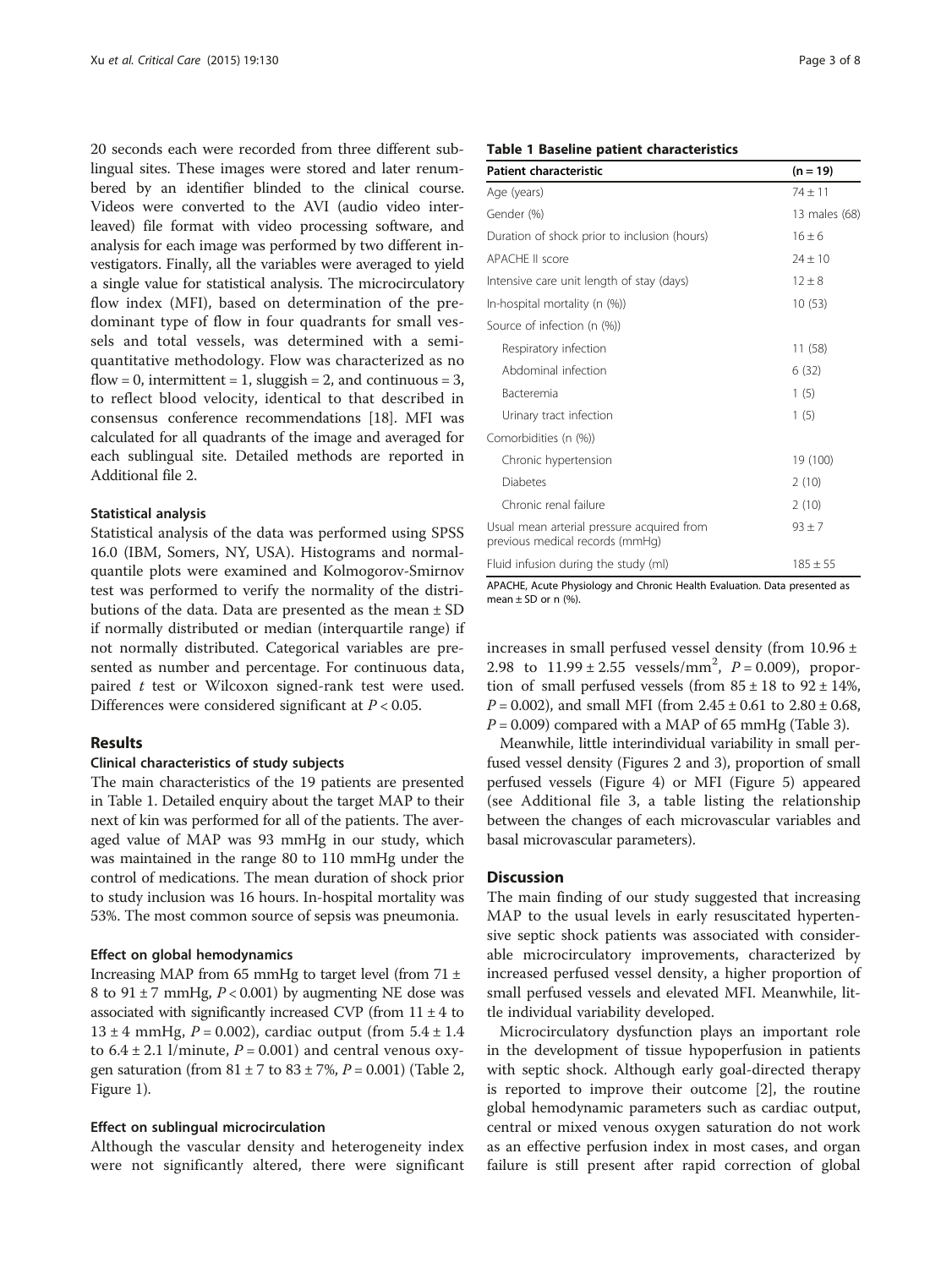20 seconds each were recorded from three different sublingual sites. These images were stored and later renumbered by an identifier blinded to the clinical course. Videos were converted to the AVI (audio video interleaved) file format with video processing software, and analysis for each image was performed by two different investigators. Finally, all the variables were averaged to yield a single value for statistical analysis. The microcirculatory flow index (MFI), based on determination of the predominant type of flow in four quadrants for small vessels and total vessels, was determined with a semi-quantitative methodology. Flow was characterized as no flow = 0, intermittent = 1, sluggish = 2, and continuous = 3, to reflect blood velocity, identical to that described in consensus conference recommendations [18]. MFI was calculated for all quadrants of the image and averaged for each sublingual site. Detailed methods are reported in Additional file 2.

### Statistical analysis

Statistical analysis of the data was performed using SPSS 16.0 (IBM, Somers, NY, USA). Histograms and normal-quantile plots were examined and Kolmogorov-Smirnov test was performed to verify the normality of the distributions of the data. Data are presented as the mean ± SD if normally distributed or median (interquartile range) if not normally distributed. Categorical variables are presented as number and percentage. For continuous data, paired *t* test or Wilcoxon signed-rank test were used. Differences were considered significant at $P < 0.05$.

## Results

### Clinical characteristics of study subjects

The main characteristics of the 19 patients are presented in Table 1. Detailed enquiry about the target MAP to their next of kin was performed for all of the patients. The averaged value of MAP was 93 mmHg in our study, which was maintained in the range 80 to 110 mmHg under the control of medications. The mean duration of shock prior to study inclusion was 16 hours. In-hospital mortality was 53%. The most common source of sepsis was pneumonia.

### Effect on global hemodynamics

Increasing MAP from 65 mmHg to target level (from 71 ± 8 to 91 ± 7 mmHg, $P < 0.001$) by augmenting NE dose was associated with significantly increased CVP (from 11 ± 4 to 13 ± 4 mmHg, $P = 0.002$), cardiac output (from 5.4 ± 1.4 to 6.4 ± 2.1 l/minute, $P = 0.001$) and central venous oxygen saturation (from 81 ± 7 to 83 ± 7%, $P = 0.001$) (Table 2, Figure 1).

### Effect on sublingual microcirculation

Although the vascular density and heterogeneity index were not significantly altered, there were significant increases in small perfused vessel density (from 10.96 ± 2.98 to 11.99 ± 2.55 vessels/mm$^2$, $P = 0.009$), proportion of small perfused vessels (from 85 ± 18 to 92 ± 14%, $P = 0.002$), and small MFI (from 2.45 ± 0.61 to 2.80 ± 0.68, $P = 0.009$) compared with a MAP of 65 mmHg (Table 3).

Meanwhile, little interindividual variability in small perfused vessel density (Figures 2 and 3), proportion of small perfused vessels (Figure 4) or MFI (Figure 5) appeared (see Additional file 3, a table listing the relationship between the changes of each microvascular variables and basal microvascular parameters).

**Table 1 Baseline patient characteristics**

| Patient characteristic | (n = 19) |
|---|---|
| Age (years) | 74 ± 11 |
| Gender (%) | 13 males (68) |
| Duration of shock prior to inclusion (hours) | 16 ± 6 |
| APACHE II score | 24 ± 10 |
| Intensive care unit length of stay (days) | 12 ± 8 |
| In-hospital mortality (n (%)) | 10 (53) |
| Source of infection (n (%)) | |
| Respiratory infection | 11 (58) |
| Abdominal infection | 6 (32) |
| Bacteremia | 1 (5) |
| Urinary tract infection | 1 (5) |
| Comorbidities (n (%)) | |
| Chronic hypertension | 19 (100) |
| Diabetes | 2 (10) |
| Chronic renal failure | 2 (10) |
| Usual mean arterial pressure acquired from previous medical records (mmHg) | 93 ± 7 |
| Fluid infusion during the study (ml) | 185 ± 55 |

APACHE, Acute Physiology and Chronic Health Evaluation. Data presented as mean ± SD or n (%).

## Discussion

The main finding of our study suggested that increasing MAP to the usual levels in early resuscitated hypertensive septic shock patients was associated with considerable microcirculatory improvements, characterized by increased perfused vessel density, a higher proportion of small perfused vessels and elevated MFI. Meanwhile, little individual variability developed.

Microcirculatory dysfunction plays an important role in the development of tissue hypoperfusion in patients with septic shock. Although early goal-directed therapy is reported to improve their outcome [2], the routine global hemodynamic parameters such as cardiac output, central or mixed venous oxygen saturation do not work as an effective perfusion index in most cases, and organ failure is still present after rapid correction of global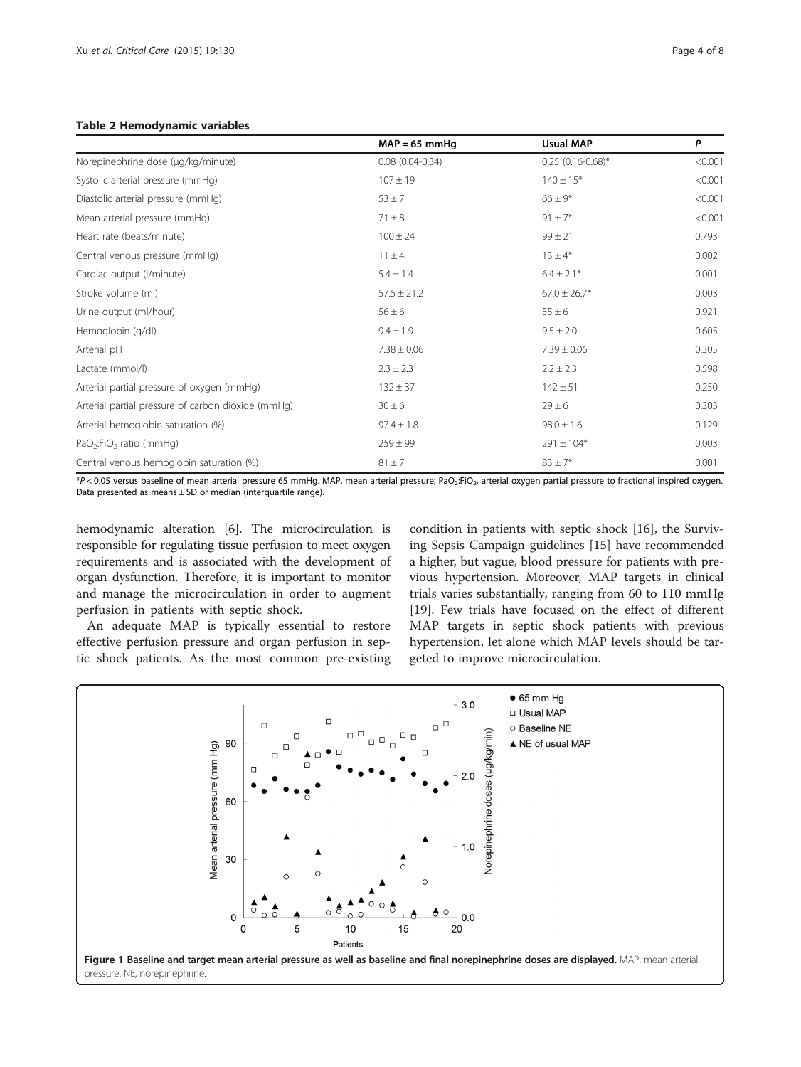**Table 2 Hemodynamic variables**

| | MAP = 65 mmHg | Usual MAP | P |
|---|---|---|---|
| Norepinephrine dose (μg/kg/minute) | 0.08 (0.04-0.34) | 0.25 (0.16-0.68)* | <0.001 |
| Systolic arterial pressure (mmHg) | 107 ± 19 | 140 ± 15* | <0.001 |
| Diastolic arterial pressure (mmHg) | 53 ± 7 | 66 ± 9* | <0.001 |
| Mean arterial pressure (mmHg) | 71 ± 8 | 91 ± 7* | <0.001 |
| Heart rate (beats/minute) | 100 ± 24 | 99 ± 21 | 0.793 |
| Central venous pressure (mmHg) | 11 ± 4 | 13 ± 4* | 0.002 |
| Cardiac output (l/minute) | 5.4 ± 1.4 | 6.4 ± 2.1* | 0.001 |
| Stroke volume (ml) | 57.5 ± 21.2 | 67.0 ± 26.7* | 0.003 |
| Urine output (ml/hour) | 56 ± 6 | 55 ± 6 | 0.921 |
| Hemoglobin (g/dl) | 9.4 ± 1.9 | 9.5 ± 2.0 | 0.605 |
| Arterial pH | 7.38 ± 0.06 | 7.39 ± 0.06 | 0.305 |
| Lactate (mmol/l) | 2.3 ± 2.3 | 2.2 ± 2.3 | 0.598 |
| Arterial partial pressure of oxygen (mmHg) | 132 ± 37 | 142 ± 51 | 0.250 |
| Arterial partial pressure of carbon dioxide (mmHg) | 30 ± 6 | 29 ± 6 | 0.303 |
| Arterial hemoglobin saturation (%) | 97.4 ± 1.8 | 98.0 ± 1.6 | 0.129 |
| $PaO_2$:$FiO_2$ ratio (mmHg) | 259 ± 99 | 291 ± 104* | 0.003 |
| Central venous hemoglobin saturation (%) | 81 ± 7 | 83 ± 7* | 0.001 |

*$P < 0.05$ versus baseline of mean arterial pressure 65 mmHg. MAP, mean arterial pressure; $PaO_2$:$FiO_2$, arterial oxygen partial pressure to fractional inspired oxygen. Data presented as means ± SD or median (interquartile range).

hemodynamic alteration [6]. The microcirculation is responsible for regulating tissue perfusion to meet oxygen requirements and is associated with the development of organ dysfunction. Therefore, it is important to monitor and manage the microcirculation in order to augment perfusion in patients with septic shock.

An adequate MAP is typically essential to restore effective perfusion pressure and organ perfusion in septic shock patients. As the most common pre-existing condition in patients with septic shock [16], the Surviving Sepsis Campaign guidelines [15] have recommended a higher, but vague, blood pressure for patients with previous hypertension. Moreover, MAP targets in clinical trials varies substantially, ranging from 60 to 110 mmHg [19]. Few trials have focused on the effect of different MAP targets in septic shock patients with previous hypertension, let alone which MAP levels should be targeted to improve microcirculation.

**Figure 1 Baseline and target mean arterial pressure as well as baseline and final norepinephrine doses are displayed.** MAP, mean arterial pressure. NE, norepinephrine.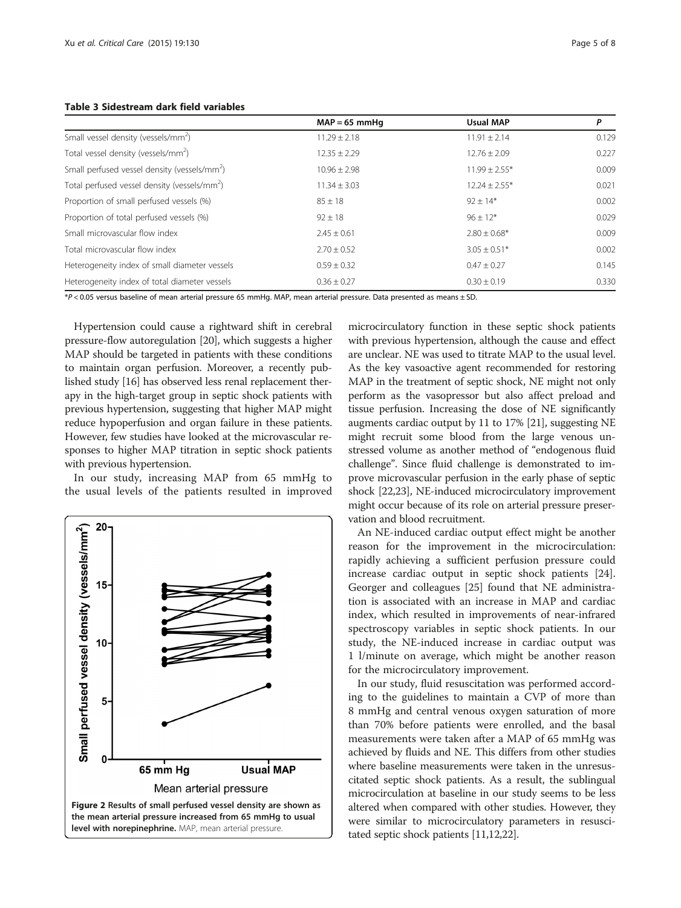**Table 3 Sidestream dark field variables**

| | MAP = 65 mmHg | Usual MAP | P |
|---|---|---|---|
| Small vessel density (vessels/mm$^2$) | 11.29 ± 2.18 | 11.91 ± 2.14 | 0.129 |
| Total vessel density (vessels/mm$^2$) | 12.35 ± 2.29 | 12.76 ± 2.09 | 0.227 |
| Small perfused vessel density (vessels/mm$^2$) | 10.96 ± 2.98 | 11.99 ± 2.55* | 0.009 |
| Total perfused vessel density (vessels/mm$^2$) | 11.34 ± 3.03 | 12.24 ± 2.55* | 0.021 |
| Proportion of small perfused vessels (%) | 85 ± 18 | 92 ± 14* | 0.002 |
| Proportion of total perfused vessels (%) | 92 ± 18 | 96 ± 12* | 0.029 |
| Small microvascular flow index | 2.45 ± 0.61 | 2.80 ± 0.68* | 0.009 |
| Total microvascular flow index | 2.70 ± 0.52 | 3.05 ± 0.51* | 0.002 |
| Heterogeneity index of small diameter vessels | 0.59 ± 0.32 | 0.47 ± 0.27 | 0.145 |
| Heterogeneity index of total diameter vessels | 0.36 ± 0.27 | 0.30 ± 0.19 | 0.330 |

*$P < 0.05$ versus baseline of mean arterial pressure 65 mmHg. MAP, mean arterial pressure. Data presented as means ± SD.

Hypertension could cause a rightward shift in cerebral pressure-flow autoregulation [20], which suggests a higher MAP should be targeted in patients with these conditions to maintain organ perfusion. Moreover, a recently published study [16] has observed less renal replacement therapy in the high-target group in septic shock patients with previous hypertension, suggesting that higher MAP might reduce hypoperfusion and organ failure in these patients. However, few studies have looked at the microvascular responses to higher MAP titration in septic shock patients with previous hypertension.

In our study, increasing MAP from 65 mmHg to the usual levels of the patients resulted in improved microcirculatory function in these septic shock patients with previous hypertension, although the cause and effect are unclear. NE was used to titrate MAP to the usual level. As the key vasoactive agent recommended for restoring MAP in the treatment of septic shock, NE might not only perform as the vasopressor but also affect preload and tissue perfusion. Increasing the dose of NE significantly augments cardiac output by 11 to 17% [21], suggesting NE might recruit some blood from the large venous unstressed volume as another method of "endogenous fluid challenge". Since fluid challenge is demonstrated to improve microvascular perfusion in the early phase of septic shock [22,23], NE-induced microcirculatory improvement might occur because of its role on arterial pressure preservation and blood recruitment.

**Figure 2 Results of small perfused vessel density are shown as the mean arterial pressure increased from 65 mmHg to usual level with norepinephrine.** MAP, mean arterial pressure.

An NE-induced cardiac output effect might be another reason for the improvement in the microcirculation: rapidly achieving a sufficient perfusion pressure could increase cardiac output in septic shock patients [24]. Georger and colleagues [25] found that NE administration is associated with an increase in MAP and cardiac index, which resulted in improvements of near-infrared spectroscopy variables in septic shock patients. In our study, the NE-induced increase in cardiac output was 1 l/minute on average, which might be another reason for the microcirculatory improvement.

In our study, fluid resuscitation was performed according to the guidelines to maintain a CVP of more than 8 mmHg and central venous oxygen saturation of more than 70% before patients were enrolled, and the basal measurements were taken after a MAP of 65 mmHg was achieved by fluids and NE. This differs from other studies where baseline measurements were taken in the unresuscitated septic shock patients. As a result, the sublingual microcirculation at baseline in our study seems to be less altered when compared with other studies. However, they were similar to microcirculatory parameters in resuscitated septic shock patients [11,12,22].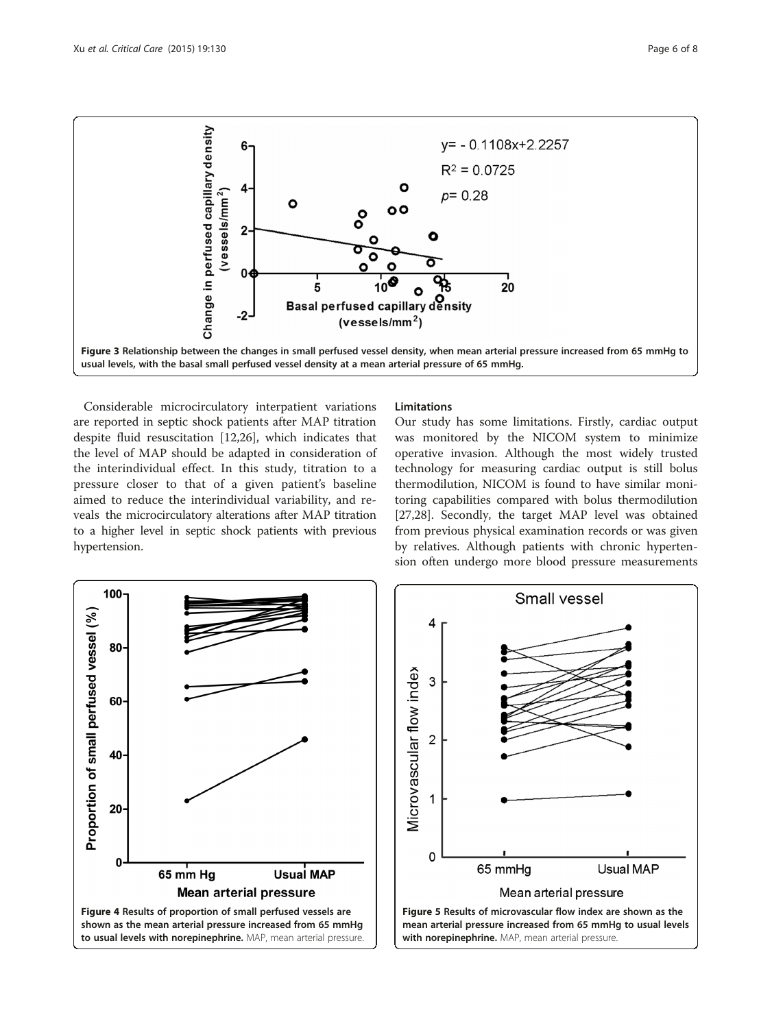Figure 3 Relationship between the changes in small perfused vessel density, when mean arterial pressure increased from 65 mmHg to usual levels, with the basal small perfused vessel density at a mean arterial pressure of 65 mmHg.

Considerable microcirculatory interpatient variations are reported in septic shock patients after MAP titration despite fluid resuscitation [12,26], which indicates that the level of MAP should be adapted in consideration of the interindividual effect. In this study, titration to a pressure closer to that of a given patient's baseline aimed to reduce the interindividual variability, and reveals the microcirculatory alterations after MAP titration to a higher level in septic shock patients with previous hypertension.

## Limitations

Our study has some limitations. Firstly, cardiac output was monitored by the NICOM system to minimize operative invasion. Although the most widely trusted technology for measuring cardiac output is still bolus thermodilution, NICOM is found to have similar monitoring capabilities compared with bolus thermodilution [27,28]. Secondly, the target MAP level was obtained from previous physical examination records or was given by relatives. Although patients with chronic hypertension often undergo more blood pressure measurements

Figure 4 Results of proportion of small perfused vessels are shown as the mean arterial pressure increased from 65 mmHg to usual levels with norepinephrine. MAP, mean arterial pressure.

Figure 5 Results of microvascular flow index are shown as the mean arterial pressure increased from 65 mmHg to usual levels with norepinephrine. MAP, mean arterial pressure.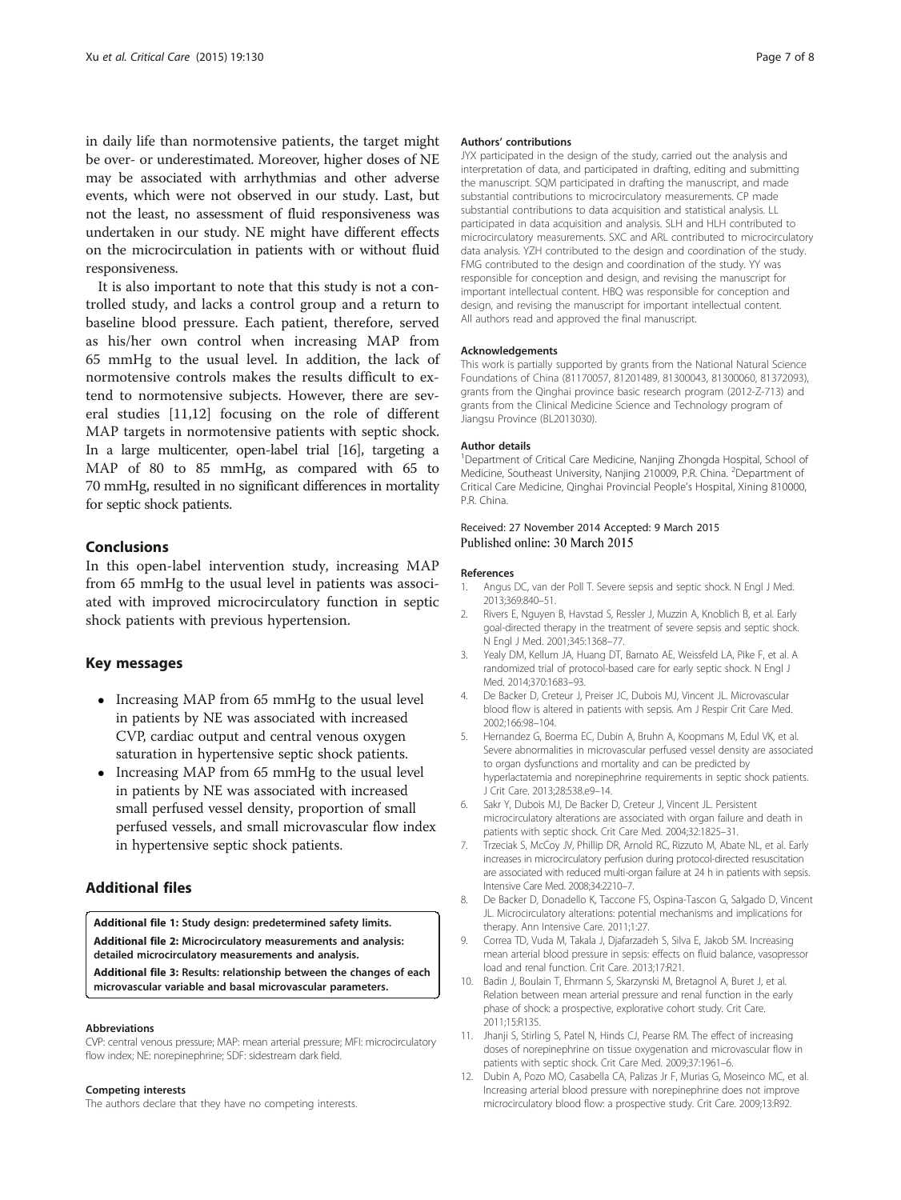in daily life than normotensive patients, the target might be over- or underestimated. Moreover, higher doses of NE may be associated with arrhythmias and other adverse events, which were not observed in our study. Last, but not the least, no assessment of fluid responsiveness was undertaken in our study. NE might have different effects on the microcirculation in patients with or without fluid responsiveness.

It is also important to note that this study is not a controlled study, and lacks a control group and a return to baseline blood pressure. Each patient, therefore, served as his/her own control when increasing MAP from 65 mmHg to the usual level. In addition, the lack of normotensive controls makes the results difficult to extend to normotensive subjects. However, there are several studies [11,12] focusing on the role of different MAP targets in normotensive patients with septic shock. In a large multicenter, open-label trial [16], targeting a MAP of 80 to 85 mmHg, as compared with 65 to 70 mmHg, resulted in no significant differences in mortality for septic shock patients.

## Conclusions

In this open-label intervention study, increasing MAP from 65 mmHg to the usual level in patients was associated with improved microcirculatory function in septic shock patients with previous hypertension.

## Key messages

- Increasing MAP from 65 mmHg to the usual level in patients by NE was associated with increased CVP, cardiac output and central venous oxygen saturation in hypertensive septic shock patients.
- Increasing MAP from 65 mmHg to the usual level in patients by NE was associated with increased small perfused vessel density, proportion of small perfused vessels, and small microvascular flow index in hypertensive septic shock patients.

## Additional files

**Additional file 1: Study design: predetermined safety limits.**
**Additional file 2: Microcirculatory measurements and analysis: detailed microcirculatory measurements and analysis.**
**Additional file 3: Results: relationship between the changes of each microvascular variable and basal microvascular parameters.**

#### Abbreviations

CVP: central venous pressure; MAP: mean arterial pressure; MFI: microcirculatory flow index; NE: norepinephrine; SDF: sidestream dark field.

#### Competing interests

The authors declare that they have no competing interests.

#### Authors' contributions

JYX participated in the design of the study, carried out the analysis and interpretation of data, and participated in drafting, editing and submitting the manuscript. SQM participated in drafting the manuscript, and made substantial contributions to microcirculatory measurements. CP made substantial contributions to data acquisition and statistical analysis. LL participated in data acquisition and analysis. SLH and HLH contributed to microcirculatory measurements. SXC and ARL contributed to microcirculatory data analysis. YZH contributed to the design and coordination of the study. FMG contributed to the design and coordination of the study. YY was responsible for conception and design, and revising the manuscript for important intellectual content. HBQ was responsible for conception and design, and revising the manuscript for important intellectual content. All authors read and approved the final manuscript.

#### Acknowledgements

This work is partially supported by grants from the National Natural Science Foundations of China (81170057, 81201489, 81300043, 81300060, 81372093), grants from the Qinghai province basic research program (2012-Z-713) and grants from the Clinical Medicine Science and Technology program of Jiangsu Province (BL2013030).

#### Author details

[1]Department of Critical Care Medicine, Nanjing Zhongda Hospital, School of Medicine, Southeast University, Nanjing 210009, P.R. China. [2]Department of Critical Care Medicine, Qinghai Provincial People's Hospital, Xining 810000, P.R. China.

Received: 27 November 2014 Accepted: 9 March 2015
Published online: 30 March 2015

#### References

1. Angus DC, van der Poll T. Severe sepsis and septic shock. N Engl J Med. 2013;369:840–51.
2. Rivers E, Nguyen B, Havstad S, Ressler J, Muzzin A, Knoblich B, et al. Early goal-directed therapy in the treatment of severe sepsis and septic shock. N Engl J Med. 2001;345:1368–77.
3. Yealy DM, Kellum JA, Huang DT, Barnato AE, Weissfeld LA, Pike F, et al. A randomized trial of protocol-based care for early septic shock. N Engl J Med. 2014;370:1683–93.
4. De Backer D, Creteur J, Preiser JC, Dubois MJ, Vincent JL. Microvascular blood flow is altered in patients with sepsis. Am J Respir Crit Care Med. 2002;166:98–104.
5. Hernandez G, Boerma EC, Dubin A, Bruhn A, Koopmans M, Edul VK, et al. Severe abnormalities in microvascular perfused vessel density are associated to organ dysfunctions and mortality and can be predicted by hyperlactatemia and norepinephrine requirements in septic shock patients. J Crit Care. 2013;28:538.e9–14.
6. Sakr Y, Dubois MJ, De Backer D, Creteur J, Vincent JL. Persistent microcirculatory alterations are associated with organ failure and death in patients with septic shock. Crit Care Med. 2004;32:1825–31.
7. Trzeciak S, McCoy JV, Phillip DR, Arnold RC, Rizzuto M, Abate NL, et al. Early increases in microcirculatory perfusion during protocol-directed resuscitation are associated with reduced multi-organ failure at 24 h in patients with sepsis. Intensive Care Med. 2008;34:2210–7.
8. De Backer D, Donadello K, Taccone FS, Ospina-Tascon G, Salgado D, Vincent JL. Microcirculatory alterations: potential mechanisms and implications for therapy. Ann Intensive Care. 2011;1:27.
9. Correa TD, Vuda M, Takala J, Djafarzadeh S, Silva E, Jakob SM. Increasing mean arterial blood pressure in sepsis: effects on fluid balance, vasopressor load and renal function. Crit Care. 2013;17:R21.
10. Badin J, Boulain T, Ehrmann S, Skarzynski M, Bretagnol A, Buret J, et al. Relation between mean arterial pressure and renal function in the early phase of shock: a prospective, explorative cohort study. Crit Care. 2011;15:R135.
11. Jhanji S, Stirling S, Patel N, Hinds CJ, Pearse RM. The effect of increasing doses of norepinephrine on tissue oxygenation and microvascular flow in patients with septic shock. Crit Care Med. 2009;37:1961–6.
12. Dubin A, Pozo MO, Casabella CA, Palizas Jr F, Murias G, Moseinco MC, et al. Increasing arterial blood pressure with norepinephrine does not improve microcirculatory blood flow: a prospective study. Crit Care. 2009;13:R92.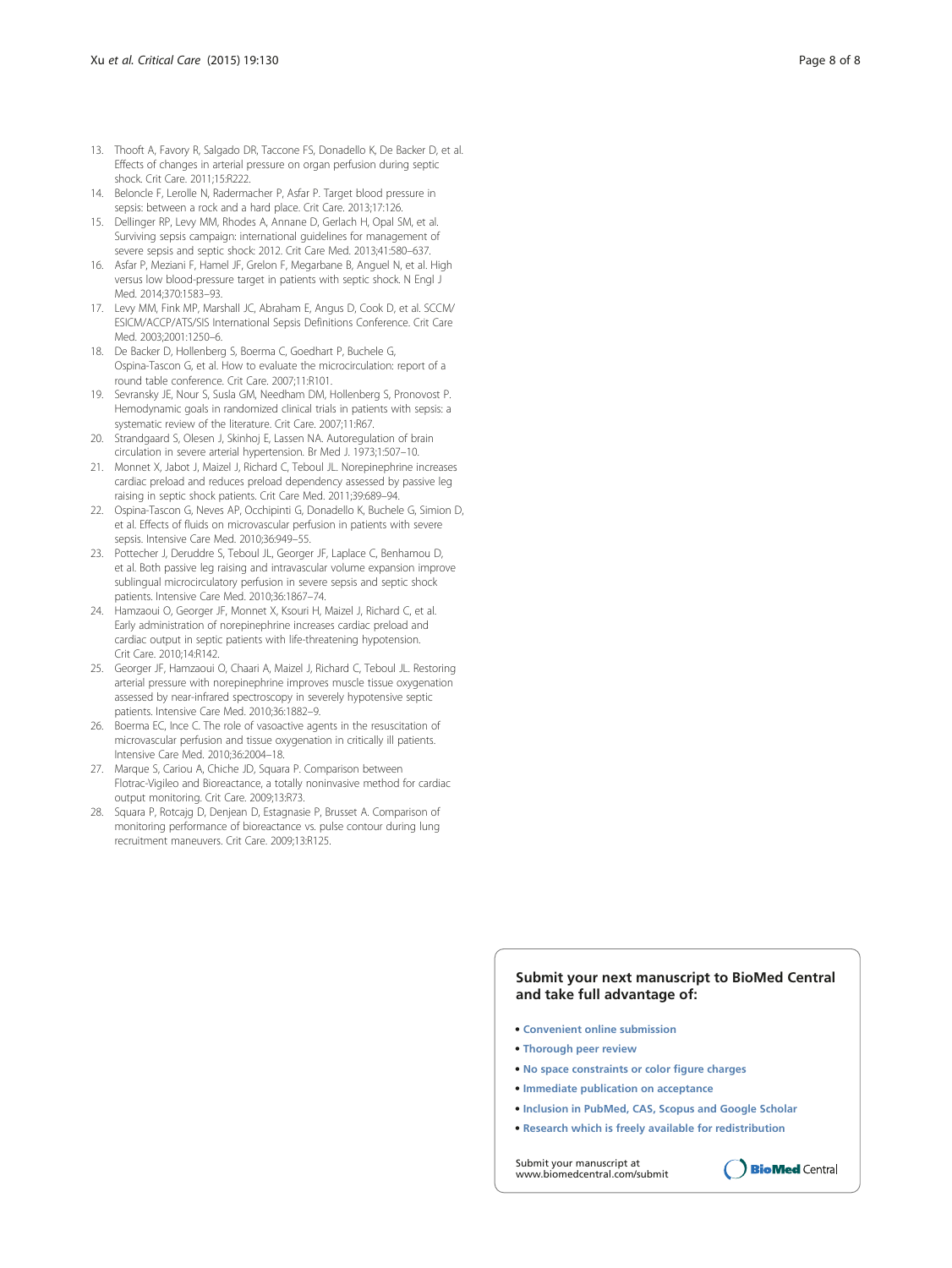13. Thooft A, Favory R, Salgado DR, Taccone FS, Donadello K, De Backer D, et al. Effects of changes in arterial pressure on organ perfusion during septic shock. Crit Care. 2011;15:R222.
14. Beloncle F, Lerolle N, Radermacher P, Asfar P. Target blood pressure in sepsis: between a rock and a hard place. Crit Care. 2013;17:126.
15. Dellinger RP, Levy MM, Rhodes A, Annane D, Gerlach H, Opal SM, et al. Surviving sepsis campaign: international guidelines for management of severe sepsis and septic shock: 2012. Crit Care Med. 2013;41:580–637.
16. Asfar P, Meziani F, Hamel JF, Grelon F, Megarbane B, Anguel N, et al. High versus low blood-pressure target in patients with septic shock. N Engl J Med. 2014;370:1583–93.
17. Levy MM, Fink MP, Marshall JC, Abraham E, Angus D, Cook D, et al. SCCM/ESICM/ACCP/ATS/SIS International Sepsis Definitions Conference. Crit Care Med. 2003;2001:1250–6.
18. De Backer D, Hollenberg S, Boerma C, Goedhart P, Buchele G, Ospina-Tascon G, et al. How to evaluate the microcirculation: report of a round table conference. Crit Care. 2007;11:R101.
19. Sevransky JE, Nour S, Susla GM, Needham DM, Hollenberg S, Pronovost P. Hemodynamic goals in randomized clinical trials in patients with sepsis: a systematic review of the literature. Crit Care. 2007;11:R67.
20. Strandgaard S, Olesen J, Skinhoj E, Lassen NA. Autoregulation of brain circulation in severe arterial hypertension. Br Med J. 1973;1:507–10.
21. Monnet X, Jabot J, Maizel J, Richard C, Teboul JL. Norepinephrine increases cardiac preload and reduces preload dependency assessed by passive leg raising in septic shock patients. Crit Care Med. 2011;39:689–94.
22. Ospina-Tascon G, Neves AP, Occhipinti G, Donadello K, Buchele G, Simion D, et al. Effects of fluids on microvascular perfusion in patients with severe sepsis. Intensive Care Med. 2010;36:949–55.
23. Pottecher J, Deruddre S, Teboul JL, Georger JF, Laplace C, Benhamou D, et al. Both passive leg raising and intravascular volume expansion improve sublingual microcirculatory perfusion in severe sepsis and septic shock patients. Intensive Care Med. 2010;36:1867–74.
24. Hamzaoui O, Georger JF, Monnet X, Ksouri H, Maizel J, Richard C, et al. Early administration of norepinephrine increases cardiac preload and cardiac output in septic patients with life-threatening hypotension. Crit Care. 2010;14:R142.
25. Georger JF, Hamzaoui O, Chaari A, Maizel J, Richard C, Teboul JL. Restoring arterial pressure with norepinephrine improves muscle tissue oxygenation assessed by near-infrared spectroscopy in severely hypotensive septic patients. Intensive Care Med. 2010;36:1882–9.
26. Boerma EC, Ince C. The role of vasoactive agents in the resuscitation of microvascular perfusion and tissue oxygenation in critically ill patients. Intensive Care Med. 2010;36:2004–18.
27. Marque S, Cariou A, Chiche JD, Squara P. Comparison between Flotrac-Vigileo and Bioreactance, a totally noninvasive method for cardiac output monitoring. Crit Care. 2009;13:R73.
28. Squara P, Rotcajg D, Denjean D, Estagnasie P, Brusset A. Comparison of monitoring performance of bioreactance vs. pulse contour during lung recruitment maneuvers. Crit Care. 2009;13:R125.

**Submit your next manuscript to BioMed Central and take full advantage of:**

- **Convenient online submission**
- **Thorough peer review**
- **No space constraints or color figure charges**
- **Immediate publication on acceptance**
- **Inclusion in PubMed, CAS, Scopus and Google Scholar**
- **Research which is freely available for redistribution**

Submit your manuscript at
www.biomedcentral.com/submit

BioMed Central